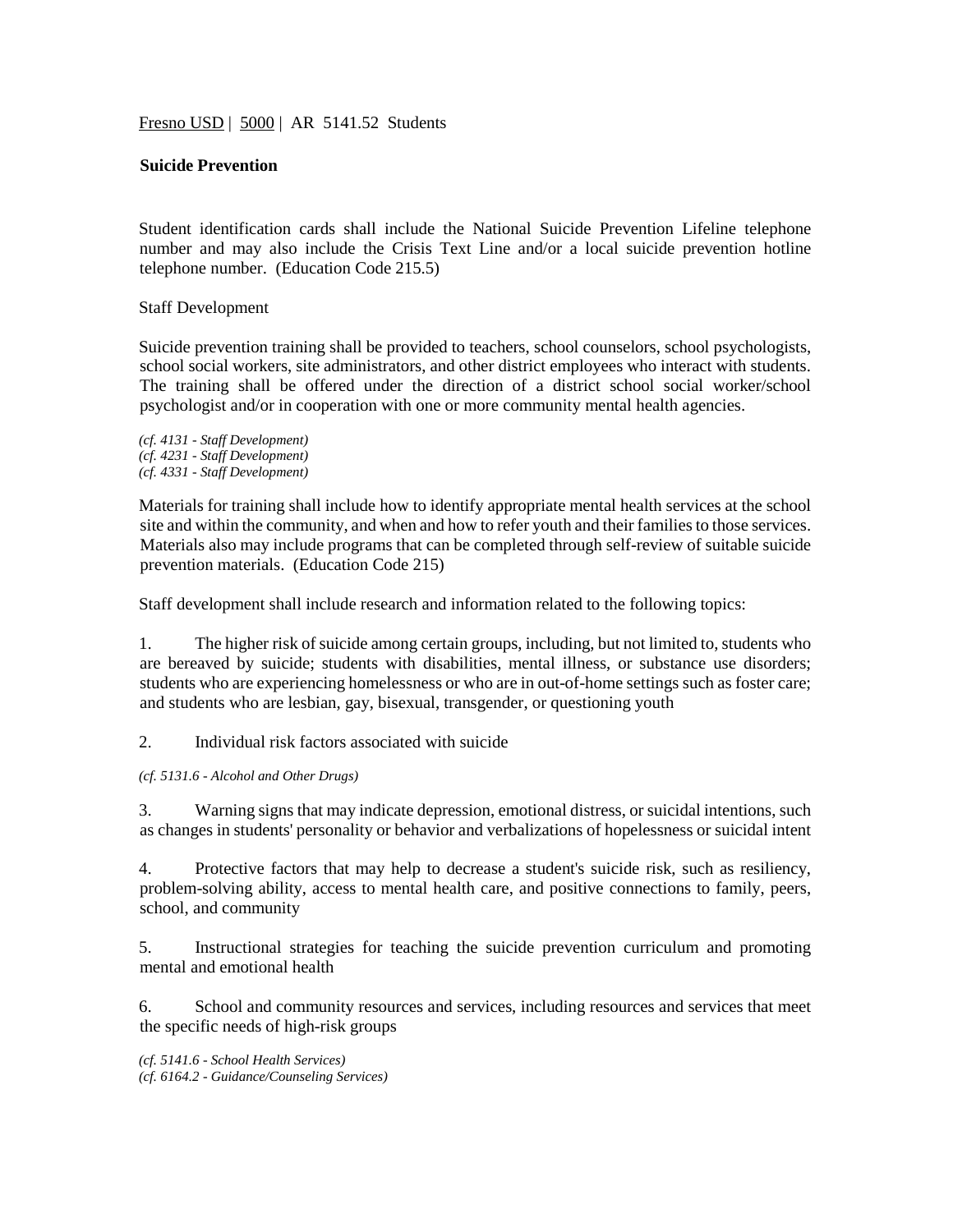Fresno USD | 5000 | AR 5141.52 Students

**Suicide Prevention**

Student identification cards shall include the National Suicide Prevention Lifeline telephone number and may also include the Crisis Text Line and/or a local suicide prevention hotline telephone number. (Education Code 215.5)

Staff Development

Suicide prevention training shall be provided to teachers, school counselors, school psychologists, school social workers, site administrators, and other district employees who interact with students. The training shall be offered under the direction of a district school social worker/school psychologist and/or in cooperation with one or more community mental health agencies.

*(cf. 4131 - Staff Development)*
*(cf. 4231 - Staff Development)*
*(cf. 4331 - Staff Development)*

Materials for training shall include how to identify appropriate mental health services at the school site and within the community, and when and how to refer youth and their families to those services. Materials also may include programs that can be completed through self-review of suitable suicide prevention materials. (Education Code 215)

Staff development shall include research and information related to the following topics:

1. The higher risk of suicide among certain groups, including, but not limited to, students who are bereaved by suicide; students with disabilities, mental illness, or substance use disorders; students who are experiencing homelessness or who are in out-of-home settings such as foster care; and students who are lesbian, gay, bisexual, transgender, or questioning youth

2. Individual risk factors associated with suicide

*(cf. 5131.6 - Alcohol and Other Drugs)*

3. Warning signs that may indicate depression, emotional distress, or suicidal intentions, such as changes in students' personality or behavior and verbalizations of hopelessness or suicidal intent

4. Protective factors that may help to decrease a student's suicide risk, such as resiliency, problem-solving ability, access to mental health care, and positive connections to family, peers, school, and community

5. Instructional strategies for teaching the suicide prevention curriculum and promoting mental and emotional health

6. School and community resources and services, including resources and services that meet the specific needs of high-risk groups

*(cf. 5141.6 - School Health Services)*
*(cf. 6164.2 - Guidance/Counseling Services)*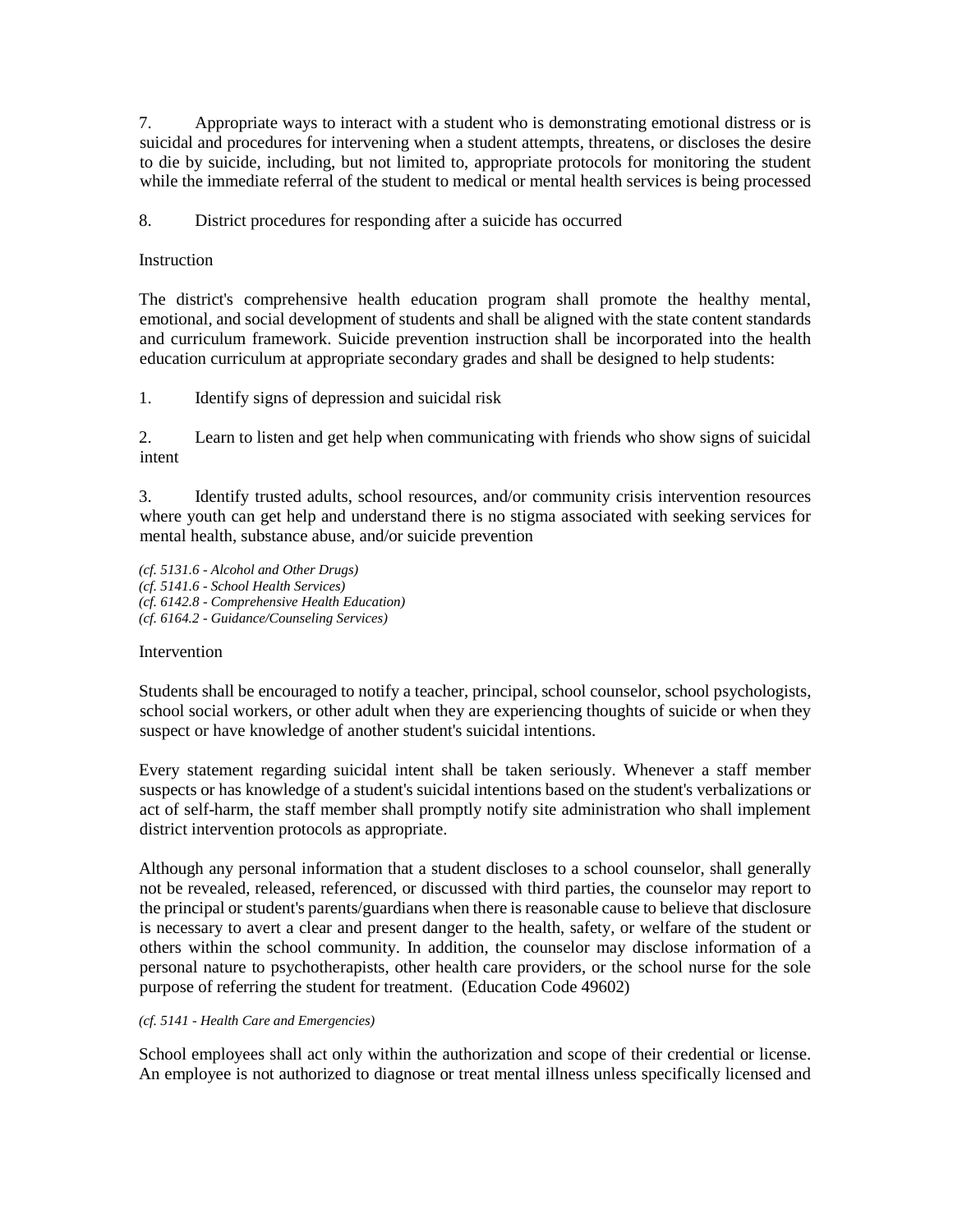7. Appropriate ways to interact with a student who is demonstrating emotional distress or is suicidal and procedures for intervening when a student attempts, threatens, or discloses the desire to die by suicide, including, but not limited to, appropriate protocols for monitoring the student while the immediate referral of the student to medical or mental health services is being processed

8. District procedures for responding after a suicide has occurred

Instruction

The district's comprehensive health education program shall promote the healthy mental, emotional, and social development of students and shall be aligned with the state content standards and curriculum framework. Suicide prevention instruction shall be incorporated into the health education curriculum at appropriate secondary grades and shall be designed to help students:

1. Identify signs of depression and suicidal risk

2. Learn to listen and get help when communicating with friends who show signs of suicidal intent

3. Identify trusted adults, school resources, and/or community crisis intervention resources where youth can get help and understand there is no stigma associated with seeking services for mental health, substance abuse, and/or suicide prevention

*(cf. 5131.6 - Alcohol and Other Drugs)*
*(cf. 5141.6 - School Health Services)*
*(cf. 6142.8 - Comprehensive Health Education)*
*(cf. 6164.2 - Guidance/Counseling Services)*

Intervention

Students shall be encouraged to notify a teacher, principal, school counselor, school psychologists, school social workers, or other adult when they are experiencing thoughts of suicide or when they suspect or have knowledge of another student's suicidal intentions.

Every statement regarding suicidal intent shall be taken seriously. Whenever a staff member suspects or has knowledge of a student's suicidal intentions based on the student's verbalizations or act of self-harm, the staff member shall promptly notify site administration who shall implement district intervention protocols as appropriate.

Although any personal information that a student discloses to a school counselor, shall generally not be revealed, released, referenced, or discussed with third parties, the counselor may report to the principal or student's parents/guardians when there is reasonable cause to believe that disclosure is necessary to avert a clear and present danger to the health, safety, or welfare of the student or others within the school community. In addition, the counselor may disclose information of a personal nature to psychotherapists, other health care providers, or the school nurse for the sole purpose of referring the student for treatment. (Education Code 49602)

*(cf. 5141 - Health Care and Emergencies)*

School employees shall act only within the authorization and scope of their credential or license. An employee is not authorized to diagnose or treat mental illness unless specifically licensed and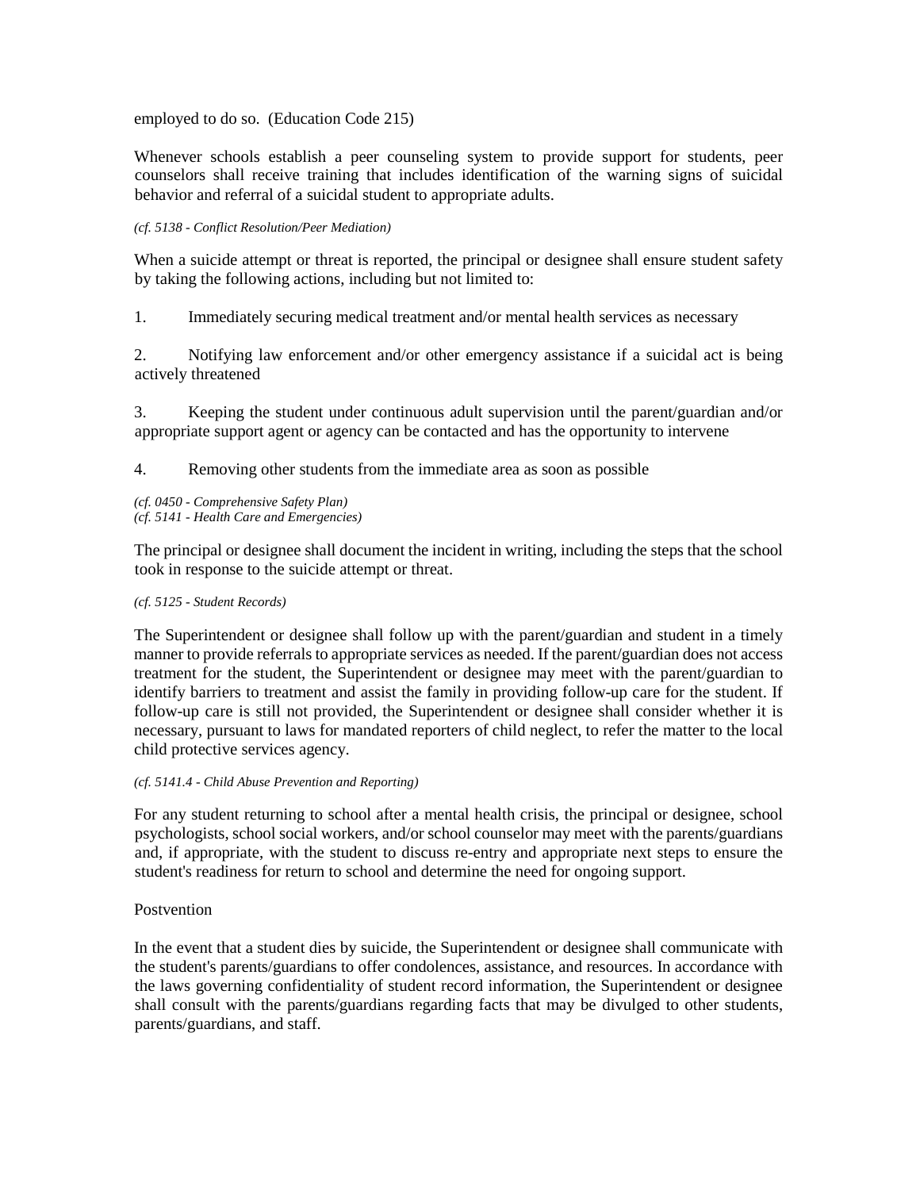employed to do so. (Education Code 215)

Whenever schools establish a peer counseling system to provide support for students, peer counselors shall receive training that includes identification of the warning signs of suicidal behavior and referral of a suicidal student to appropriate adults.

*(cf. 5138 - Conflict Resolution/Peer Mediation)*

When a suicide attempt or threat is reported, the principal or designee shall ensure student safety by taking the following actions, including but not limited to:

1. Immediately securing medical treatment and/or mental health services as necessary

2. Notifying law enforcement and/or other emergency assistance if a suicidal act is being actively threatened

3. Keeping the student under continuous adult supervision until the parent/guardian and/or appropriate support agent or agency can be contacted and has the opportunity to intervene

4. Removing other students from the immediate area as soon as possible

*(cf. 0450 - Comprehensive Safety Plan)*
*(cf. 5141 - Health Care and Emergencies)*

The principal or designee shall document the incident in writing, including the steps that the school took in response to the suicide attempt or threat.

*(cf. 5125 - Student Records)*

The Superintendent or designee shall follow up with the parent/guardian and student in a timely manner to provide referrals to appropriate services as needed. If the parent/guardian does not access treatment for the student, the Superintendent or designee may meet with the parent/guardian to identify barriers to treatment and assist the family in providing follow-up care for the student. If follow-up care is still not provided, the Superintendent or designee shall consider whether it is necessary, pursuant to laws for mandated reporters of child neglect, to refer the matter to the local child protective services agency.

*(cf. 5141.4 - Child Abuse Prevention and Reporting)*

For any student returning to school after a mental health crisis, the principal or designee, school psychologists, school social workers, and/or school counselor may meet with the parents/guardians and, if appropriate, with the student to discuss re-entry and appropriate next steps to ensure the student's readiness for return to school and determine the need for ongoing support.

Postvention

In the event that a student dies by suicide, the Superintendent or designee shall communicate with the student's parents/guardians to offer condolences, assistance, and resources. In accordance with the laws governing confidentiality of student record information, the Superintendent or designee shall consult with the parents/guardians regarding facts that may be divulged to other students, parents/guardians, and staff.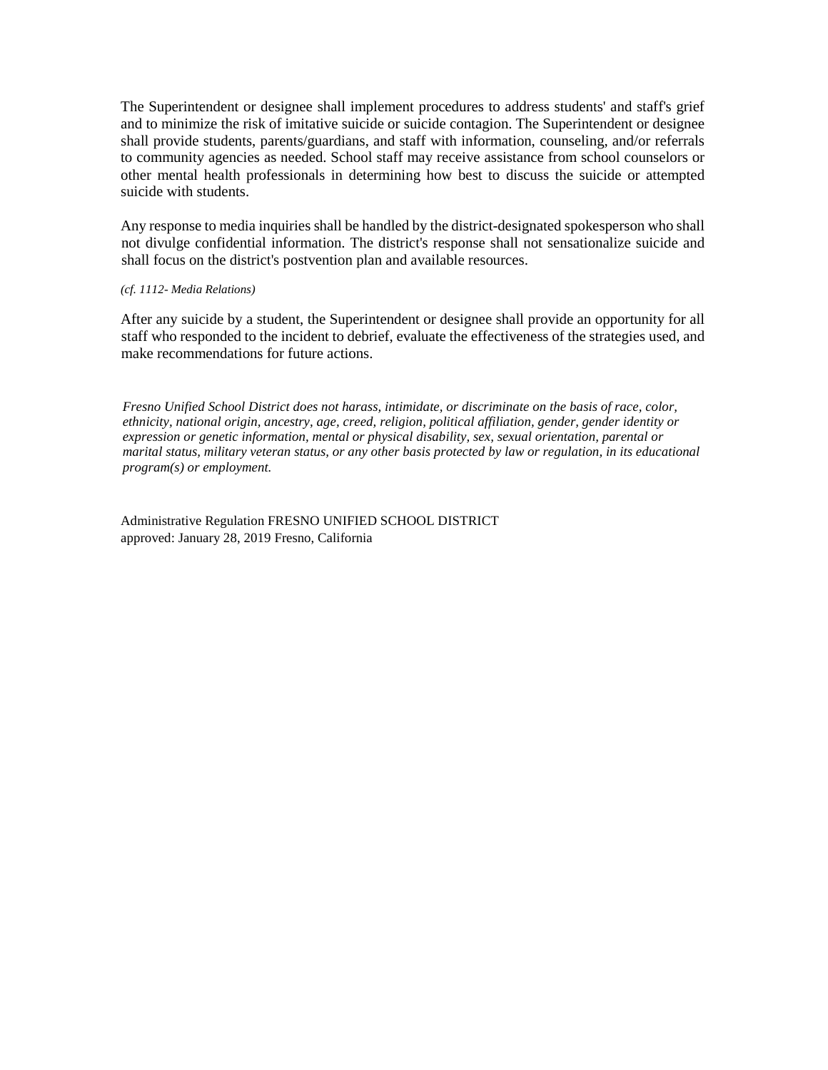The Superintendent or designee shall implement procedures to address students' and staff's grief and to minimize the risk of imitative suicide or suicide contagion. The Superintendent or designee shall provide students, parents/guardians, and staff with information, counseling, and/or referrals to community agencies as needed. School staff may receive assistance from school counselors or other mental health professionals in determining how best to discuss the suicide or attempted suicide with students.

Any response to media inquiries shall be handled by the district-designated spokesperson who shall not divulge confidential information. The district's response shall not sensationalize suicide and shall focus on the district's postvention plan and available resources.

*(cf. 1112- Media Relations)*

After any suicide by a student, the Superintendent or designee shall provide an opportunity for all staff who responded to the incident to debrief, evaluate the effectiveness of the strategies used, and make recommendations for future actions.

*Fresno Unified School District does not harass, intimidate, or discriminate on the basis of race, color, ethnicity, national origin, ancestry, age, creed, religion, political affiliation, gender, gender identity or expression or genetic information, mental or physical disability, sex, sexual orientation, parental or marital status, military veteran status, or any other basis protected by law or regulation, in its educational program(s) or employment.*

Administrative Regulation FRESNO UNIFIED SCHOOL DISTRICT
approved: January 28, 2019 Fresno, California